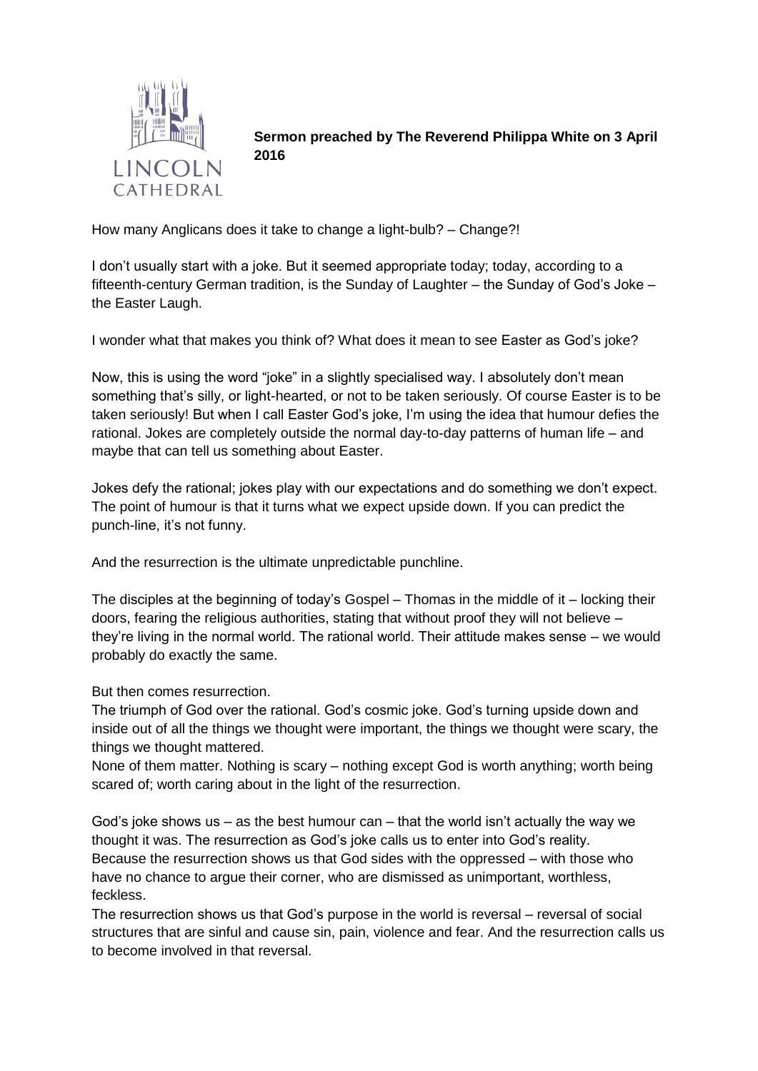**Sermon preached by The Reverend Philippa White on 3 April 2016**

How many Anglicans does it take to change a light-bulb? – Change?!

I don't usually start with a joke. But it seemed appropriate today; today, according to a fifteenth-century German tradition, is the Sunday of Laughter – the Sunday of God's Joke – the Easter Laugh.

I wonder what that makes you think of? What does it mean to see Easter as God's joke?

Now, this is using the word "joke" in a slightly specialised way. I absolutely don't mean something that's silly, or light-hearted, or not to be taken seriously. Of course Easter is to be taken seriously! But when I call Easter God's joke, I'm using the idea that humour defies the rational. Jokes are completely outside the normal day-to-day patterns of human life – and maybe that can tell us something about Easter.

Jokes defy the rational; jokes play with our expectations and do something we don't expect. The point of humour is that it turns what we expect upside down. If you can predict the punch-line, it's not funny.

And the resurrection is the ultimate unpredictable punchline.

The disciples at the beginning of today's Gospel – Thomas in the middle of it – locking their doors, fearing the religious authorities, stating that without proof they will not believe – they're living in the normal world. The rational world. Their attitude makes sense – we would probably do exactly the same.

But then comes resurrection.
The triumph of God over the rational. God's cosmic joke. God's turning upside down and inside out of all the things we thought were important, the things we thought were scary, the things we thought mattered.
None of them matter. Nothing is scary – nothing except God is worth anything; worth being scared of; worth caring about in the light of the resurrection.

God's joke shows us – as the best humour can – that the world isn't actually the way we thought it was. The resurrection as God's joke calls us to enter into God's reality.
Because the resurrection shows us that God sides with the oppressed – with those who have no chance to argue their corner, who are dismissed as unimportant, worthless, feckless.
The resurrection shows us that God's purpose in the world is reversal – reversal of social structures that are sinful and cause sin, pain, violence and fear. And the resurrection calls us to become involved in that reversal.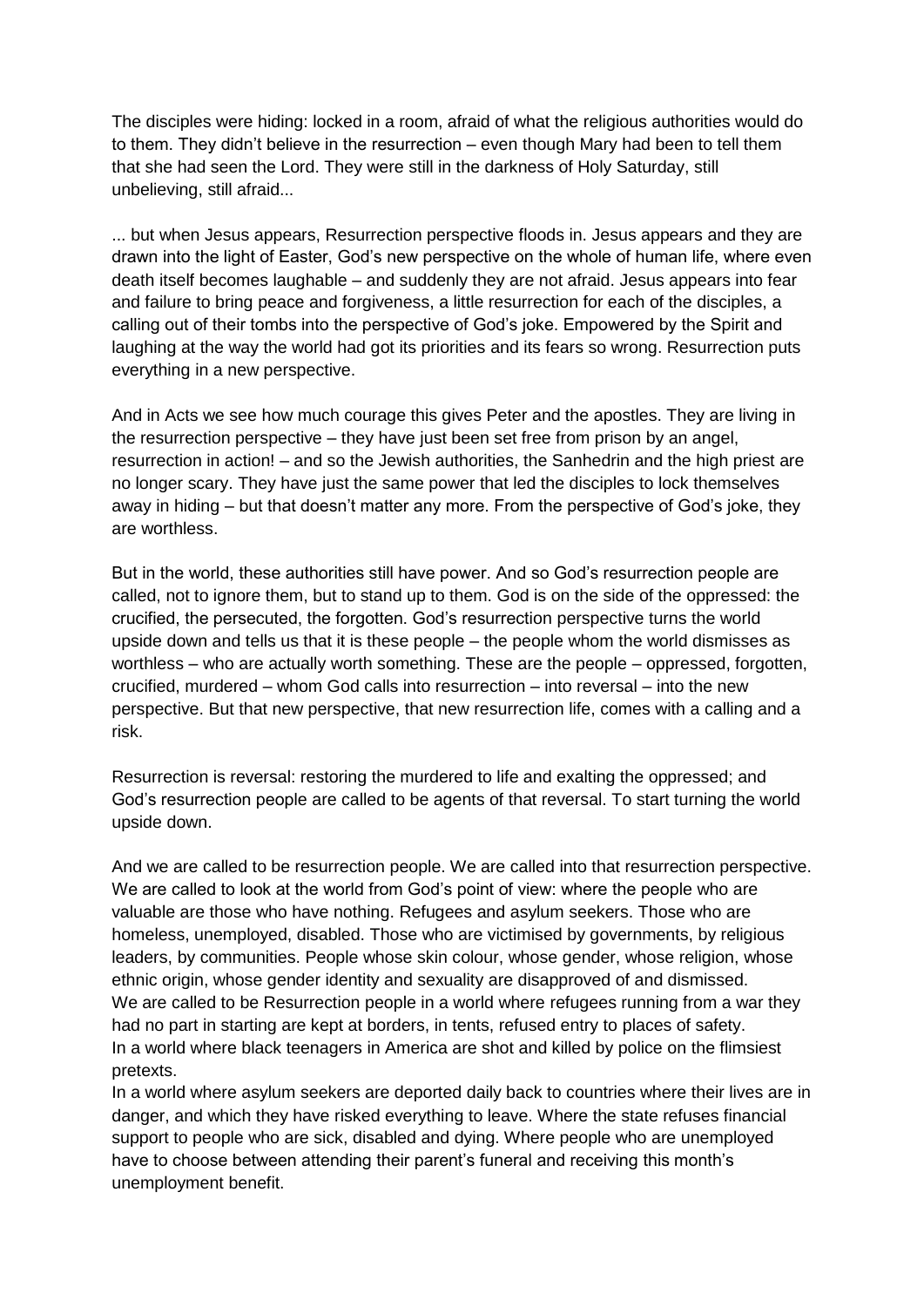The disciples were hiding: locked in a room, afraid of what the religious authorities would do to them. They didn't believe in the resurrection – even though Mary had been to tell them that she had seen the Lord. They were still in the darkness of Holy Saturday, still unbelieving, still afraid...

... but when Jesus appears, Resurrection perspective floods in. Jesus appears and they are drawn into the light of Easter, God's new perspective on the whole of human life, where even death itself becomes laughable – and suddenly they are not afraid. Jesus appears into fear and failure to bring peace and forgiveness, a little resurrection for each of the disciples, a calling out of their tombs into the perspective of God's joke. Empowered by the Spirit and laughing at the way the world had got its priorities and its fears so wrong. Resurrection puts everything in a new perspective.

And in Acts we see how much courage this gives Peter and the apostles. They are living in the resurrection perspective – they have just been set free from prison by an angel, resurrection in action! – and so the Jewish authorities, the Sanhedrin and the high priest are no longer scary. They have just the same power that led the disciples to lock themselves away in hiding – but that doesn't matter any more. From the perspective of God's joke, they are worthless.

But in the world, these authorities still have power. And so God's resurrection people are called, not to ignore them, but to stand up to them. God is on the side of the oppressed: the crucified, the persecuted, the forgotten. God's resurrection perspective turns the world upside down and tells us that it is these people – the people whom the world dismisses as worthless – who are actually worth something. These are the people – oppressed, forgotten, crucified, murdered – whom God calls into resurrection – into reversal – into the new perspective. But that new perspective, that new resurrection life, comes with a calling and a risk.

Resurrection is reversal: restoring the murdered to life and exalting the oppressed; and God's resurrection people are called to be agents of that reversal. To start turning the world upside down.

And we are called to be resurrection people. We are called into that resurrection perspective. We are called to look at the world from God's point of view: where the people who are valuable are those who have nothing. Refugees and asylum seekers. Those who are homeless, unemployed, disabled. Those who are victimised by governments, by religious leaders, by communities. People whose skin colour, whose gender, whose religion, whose ethnic origin, whose gender identity and sexuality are disapproved of and dismissed.
We are called to be Resurrection people in a world where refugees running from a war they had no part in starting are kept at borders, in tents, refused entry to places of safety.
In a world where black teenagers in America are shot and killed by police on the flimsiest pretexts.
In a world where asylum seekers are deported daily back to countries where their lives are in danger, and which they have risked everything to leave. Where the state refuses financial support to people who are sick, disabled and dying. Where people who are unemployed have to choose between attending their parent's funeral and receiving this month's unemployment benefit.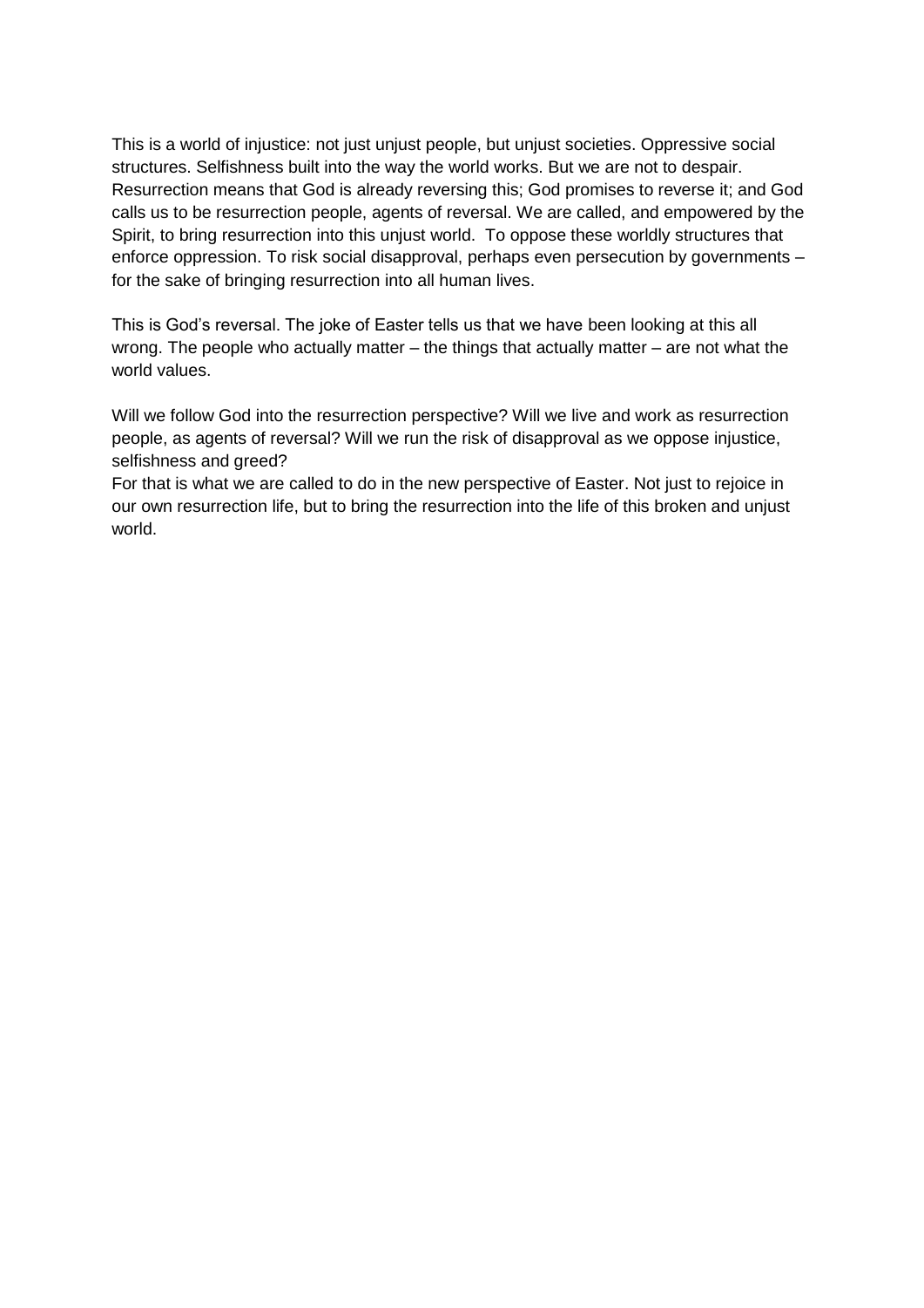This is a world of injustice: not just unjust people, but unjust societies. Oppressive social structures. Selfishness built into the way the world works. But we are not to despair. Resurrection means that God is already reversing this; God promises to reverse it; and God calls us to be resurrection people, agents of reversal. We are called, and empowered by the Spirit, to bring resurrection into this unjust world. To oppose these worldly structures that enforce oppression. To risk social disapproval, perhaps even persecution by governments – for the sake of bringing resurrection into all human lives.

This is God's reversal. The joke of Easter tells us that we have been looking at this all wrong. The people who actually matter – the things that actually matter – are not what the world values.

Will we follow God into the resurrection perspective? Will we live and work as resurrection people, as agents of reversal? Will we run the risk of disapproval as we oppose injustice, selfishness and greed?
For that is what we are called to do in the new perspective of Easter. Not just to rejoice in our own resurrection life, but to bring the resurrection into the life of this broken and unjust world.